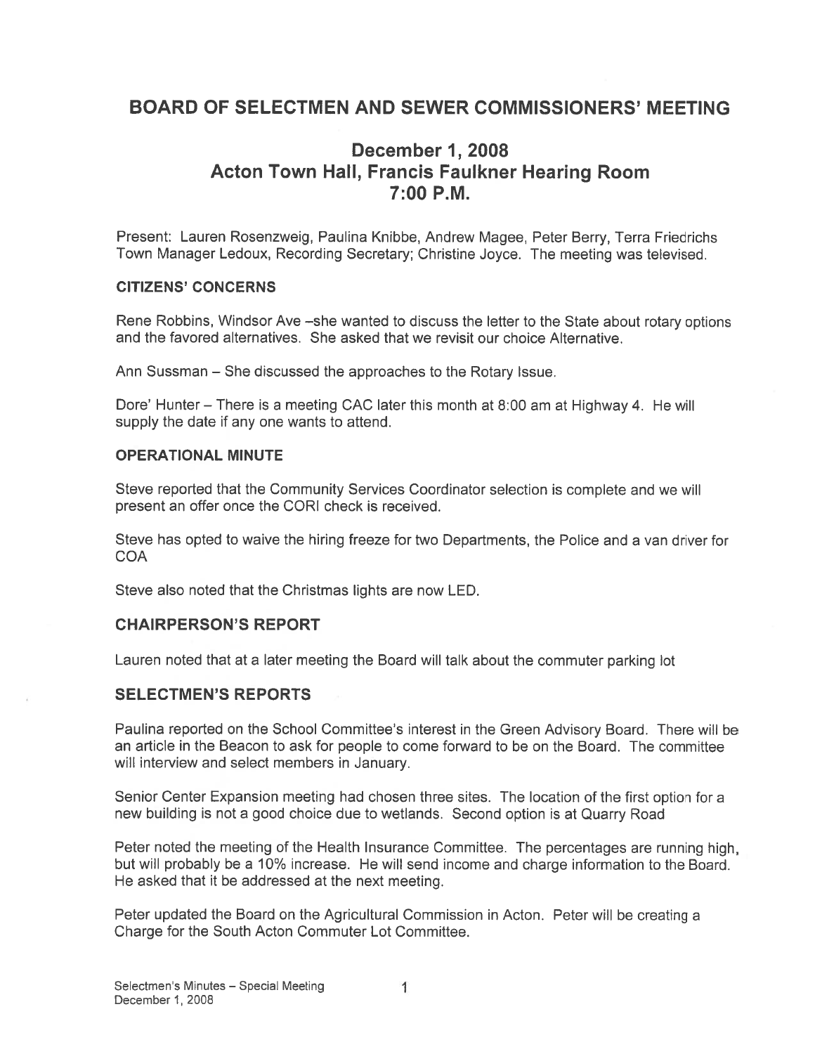# BOARD OF SELECTMEN AND SEWER COMMISSIONERS' MEETING

## December 1, 2008
## Acton Town Hall, Francis Faulkner Hearing Room
## 7:00 P.M.

Present: Lauren Rosenzweig, Paulina Knibbe, Andrew Magee, Peter Berry, Terra Friedrichs Town Manager Ledoux, Recording Secretary; Christine Joyce. The meeting was televised.

### CITIZENS' CONCERNS

Rene Robbins, Windsor Ave –she wanted to discuss the letter to the State about rotary options and the favored alternatives. She asked that we revisit our choice Alternative.

Ann Sussman – She discussed the approaches to the Rotary Issue.

Dore' Hunter – There is a meeting CAC later this month at 8:00 am at Highway 4. He will supply the date if any one wants to attend.

### OPERATIONAL MINUTE

Steve reported that the Community Services Coordinator selection is complete and we will present an offer once the CORI check is received.

Steve has opted to waive the hiring freeze for two Departments, the Police and a van driver for COA

Steve also noted that the Christmas lights are now LED.

### CHAIRPERSON'S REPORT

Lauren noted that at a later meeting the Board will talk about the commuter parking lot

### SELECTMEN'S REPORTS

Paulina reported on the School Committee's interest in the Green Advisory Board. There will be an article in the Beacon to ask for people to come forward to be on the Board. The committee will interview and select members in January.

Senior Center Expansion meeting had chosen three sites. The location of the first option for a new building is not a good choice due to wetlands. Second option is at Quarry Road

Peter noted the meeting of the Health Insurance Committee. The percentages are running high, but will probably be a 10% increase. He will send income and charge information to the Board. He asked that it be addressed at the next meeting.

Peter updated the Board on the Agricultural Commission in Acton. Peter will be creating a Charge for the South Acton Commuter Lot Committee.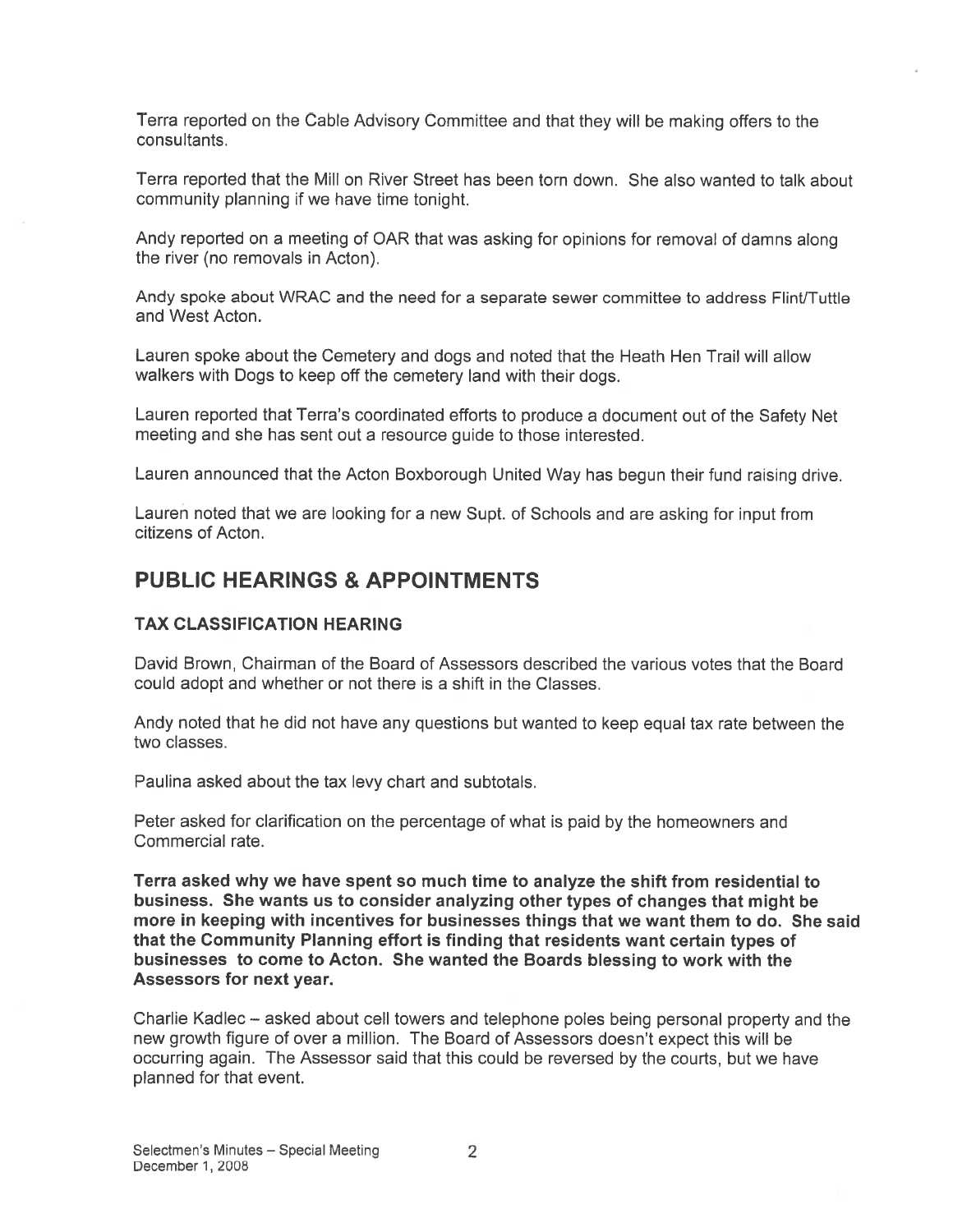Terra reported on the Cable Advisory Committee and that they will be making offers to the consultants.

Terra reported that the Mill on River Street has been torn down. She also wanted to talk about community planning if we have time tonight.

Andy reported on a meeting of OAR that was asking for opinions for removal of damns along the river (no removals in Acton).

Andy spoke about WRAC and the need for a separate sewer committee to address Flint/Tuttle and West Acton.

Lauren spoke about the Cemetery and dogs and noted that the Heath Hen Trail will allow walkers with Dogs to keep off the cemetery land with their dogs.

Lauren reported that Terra's coordinated efforts to produce a document out of the Safety Net meeting and she has sent out a resource guide to those interested.

Lauren announced that the Acton Boxborough United Way has begun their fund raising drive.

Lauren noted that we are looking for a new Supt. of Schools and are asking for input from citizens of Acton.

## PUBLIC HEARINGS & APPOINTMENTS

### TAX CLASSIFICATION HEARING

David Brown, Chairman of the Board of Assessors described the various votes that the Board could adopt and whether or not there is a shift in the Classes.

Andy noted that he did not have any questions but wanted to keep equal tax rate between the two classes.

Paulina asked about the tax levy chart and subtotals.

Peter asked for clarification on the percentage of what is paid by the homeowners and Commercial rate.

**Terra asked why we have spent so much time to analyze the shift from residential to business. She wants us to consider analyzing other types of changes that might be more in keeping with incentives for businesses things that we want them to do. She said that the Community Planning effort is finding that residents want certain types of businesses to come to Acton. She wanted the Boards blessing to work with the Assessors for next year.**

Charlie Kadlec – asked about cell towers and telephone poles being personal property and the new growth figure of over a million. The Board of Assessors doesn't expect this will be occurring again. The Assessor said that this could be reversed by the courts, but we have planned for that event.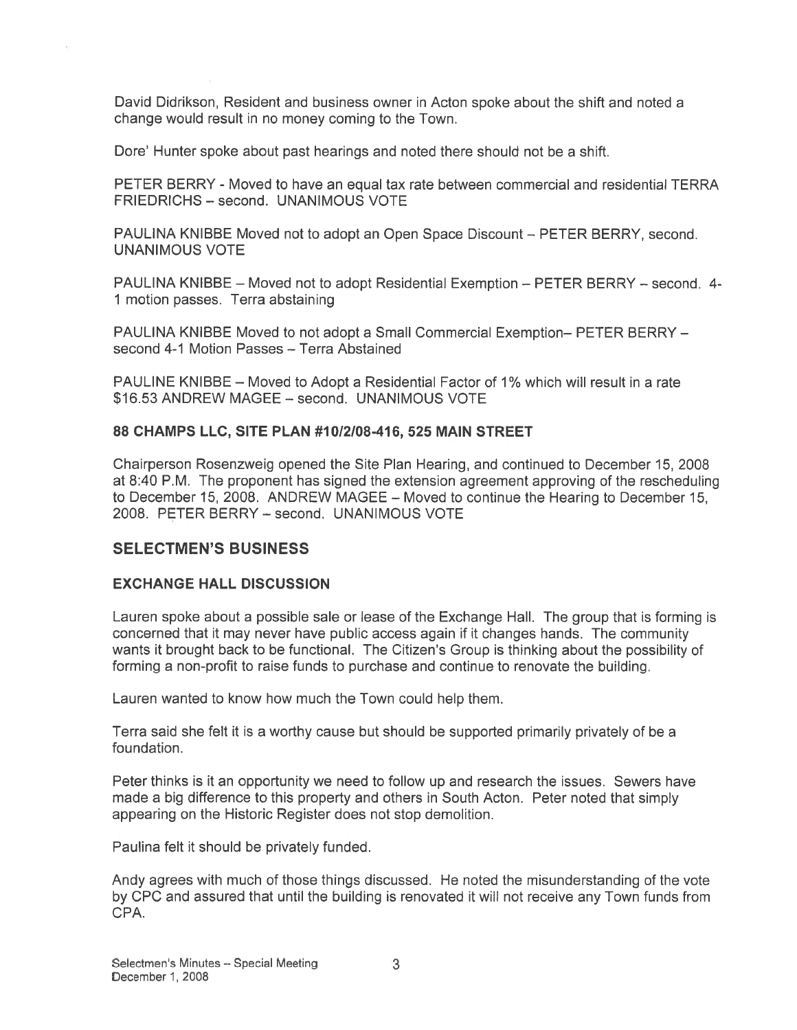David Didrikson, Resident and business owner in Acton spoke about the shift and noted a change would result in no money coming to the Town.

Dore' Hunter spoke about past hearings and noted there should not be a shift.

PETER BERRY - Moved to have an equal tax rate between commercial and residential TERRA FRIEDRICHS – second. UNANIMOUS VOTE

PAULINA KNIBBE Moved not to adopt an Open Space Discount – PETER BERRY, second. UNANIMOUS VOTE

PAULINA KNIBBE – Moved not to adopt Residential Exemption – PETER BERRY – second. 4-1 motion passes. Terra abstaining

PAULINA KNIBBE Moved to not adopt a Small Commercial Exemption– PETER BERRY – second 4-1 Motion Passes – Terra Abstained

PAULINE KNIBBE – Moved to Adopt a Residential Factor of 1% which will result in a rate $16.53 ANDREW MAGEE – second. UNANIMOUS VOTE

### 88 CHAMPS LLC, SITE PLAN #10/2/08-416, 525 MAIN STREET

Chairperson Rosenzweig opened the Site Plan Hearing, and continued to December 15, 2008 at 8:40 P.M. The proponent has signed the extension agreement approving of the rescheduling to December 15, 2008. ANDREW MAGEE – Moved to continue the Hearing to December 15, 2008. PETER BERRY – second. UNANIMOUS VOTE

## SELECTMEN'S BUSINESS

### EXCHANGE HALL DISCUSSION

Lauren spoke about a possible sale or lease of the Exchange Hall. The group that is forming is concerned that it may never have public access again if it changes hands. The community wants it brought back to be functional. The Citizen's Group is thinking about the possibility of forming a non-profit to raise funds to purchase and continue to renovate the building.

Lauren wanted to know how much the Town could help them.

Terra said she felt it is a worthy cause but should be supported primarily privately of be a foundation.

Peter thinks is it an opportunity we need to follow up and research the issues. Sewers have made a big difference to this property and others in South Acton. Peter noted that simply appearing on the Historic Register does not stop demolition.

Paulina felt it should be privately funded.

Andy agrees with much of those things discussed. He noted the misunderstanding of the vote by CPC and assured that until the building is renovated it will not receive any Town funds from CPA.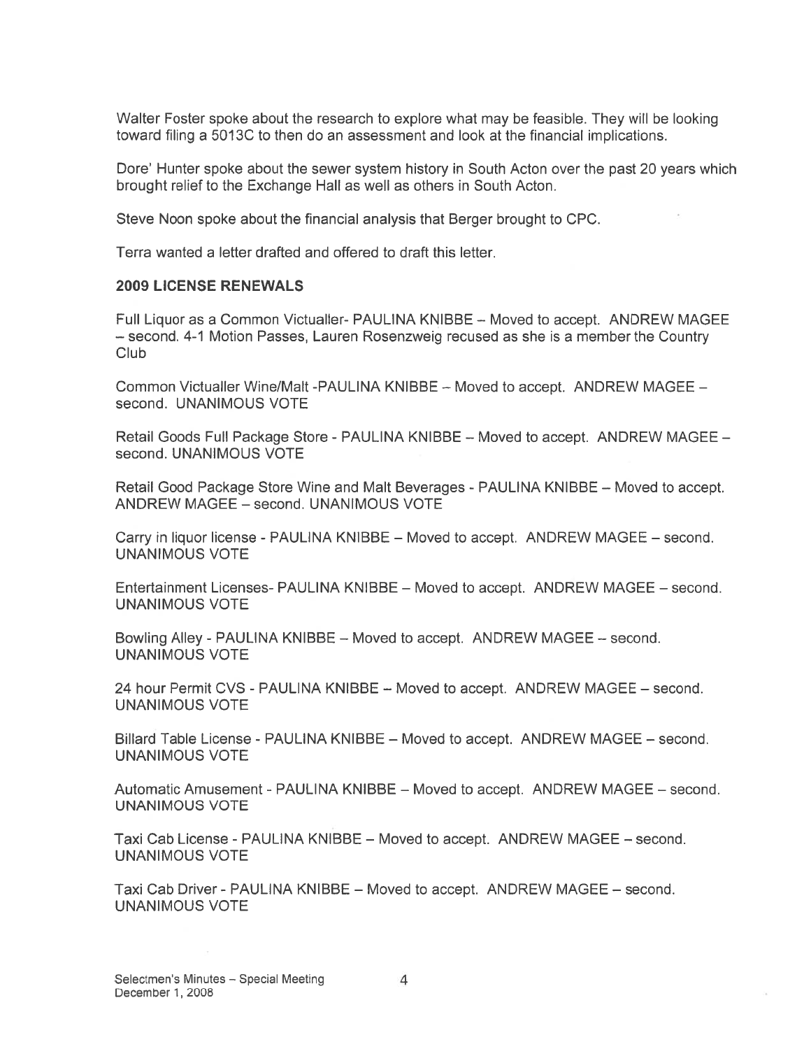Walter Foster spoke about the research to explore what may be feasible. They will be looking toward filing a 5013C to then do an assessment and look at the financial implications.

Dore' Hunter spoke about the sewer system history in South Acton over the past 20 years which brought relief to the Exchange Hall as well as others in South Acton.

Steve Noon spoke about the financial analysis that Berger brought to CPC.

Terra wanted a letter drafted and offered to draft this letter.

**2009 LICENSE RENEWALS**

Full Liquor as a Common Victualler- PAULINA KNIBBE – Moved to accept. ANDREW MAGEE – second. 4-1 Motion Passes, Lauren Rosenzweig recused as she is a member the Country Club

Common Victualler Wine/Malt -PAULINA KNIBBE – Moved to accept. ANDREW MAGEE – second. UNANIMOUS VOTE

Retail Goods Full Package Store - PAULINA KNIBBE – Moved to accept. ANDREW MAGEE – second. UNANIMOUS VOTE

Retail Good Package Store Wine and Malt Beverages - PAULINA KNIBBE – Moved to accept. ANDREW MAGEE – second. UNANIMOUS VOTE

Carry in liquor license - PAULINA KNIBBE – Moved to accept. ANDREW MAGEE – second. UNANIMOUS VOTE

Entertainment Licenses- PAULINA KNIBBE – Moved to accept. ANDREW MAGEE – second. UNANIMOUS VOTE

Bowling Alley - PAULINA KNIBBE – Moved to accept. ANDREW MAGEE – second. UNANIMOUS VOTE

24 hour Permit CVS - PAULINA KNIBBE – Moved to accept. ANDREW MAGEE – second. UNANIMOUS VOTE

Billard Table License - PAULINA KNIBBE – Moved to accept. ANDREW MAGEE – second. UNANIMOUS VOTE

Automatic Amusement - PAULINA KNIBBE – Moved to accept. ANDREW MAGEE – second. UNANIMOUS VOTE

Taxi Cab License - PAULINA KNIBBE – Moved to accept. ANDREW MAGEE – second. UNANIMOUS VOTE

Taxi Cab Driver - PAULINA KNIBBE – Moved to accept. ANDREW MAGEE – second. UNANIMOUS VOTE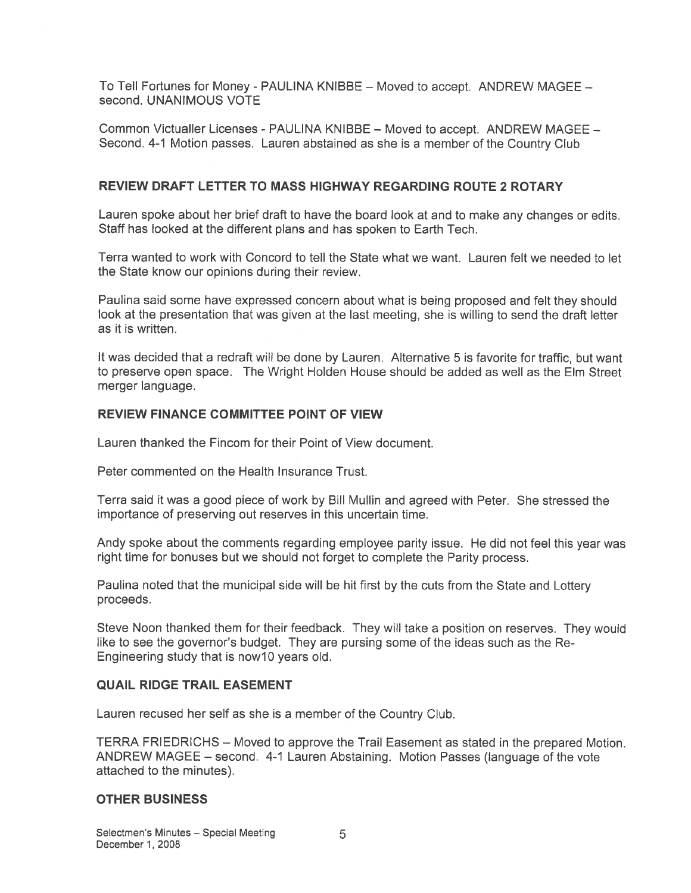To Tell Fortunes for Money - PAULINA KNIBBE – Moved to accept. ANDREW MAGEE – second. UNANIMOUS VOTE

Common Victualler Licenses - PAULINA KNIBBE – Moved to accept. ANDREW MAGEE – Second. 4-1 Motion passes. Lauren abstained as she is a member of the Country Club

### REVIEW DRAFT LETTER TO MASS HIGHWAY REGARDING ROUTE 2 ROTARY

Lauren spoke about her brief draft to have the board look at and to make any changes or edits. Staff has looked at the different plans and has spoken to Earth Tech.

Terra wanted to work with Concord to tell the State what we want. Lauren felt we needed to let the State know our opinions during their review.

Paulina said some have expressed concern about what is being proposed and felt they should look at the presentation that was given at the last meeting, she is willing to send the draft letter as it is written.

It was decided that a redraft will be done by Lauren. Alternative 5 is favorite for traffic, but want to preserve open space. The Wright Holden House should be added as well as the Elm Street merger language.

### REVIEW FINANCE COMMITTEE POINT OF VIEW

Lauren thanked the Fincom for their Point of View document.

Peter commented on the Health Insurance Trust.

Terra said it was a good piece of work by Bill Mullin and agreed with Peter. She stressed the importance of preserving out reserves in this uncertain time.

Andy spoke about the comments regarding employee parity issue. He did not feel this year was right time for bonuses but we should not forget to complete the Parity process.

Paulina noted that the municipal side will be hit first by the cuts from the State and Lottery proceeds.

Steve Noon thanked them for their feedback. They will take a position on reserves. They would like to see the governor's budget. They are pursing some of the ideas such as the Re-Engineering study that is now10 years old.

### QUAIL RIDGE TRAIL EASEMENT

Lauren recused her self as she is a member of the Country Club.

TERRA FRIEDRICHS – Moved to approve the Trail Easement as stated in the prepared Motion. ANDREW MAGEE – second. 4-1 Lauren Abstaining. Motion Passes (language of the vote attached to the minutes).

### OTHER BUSINESS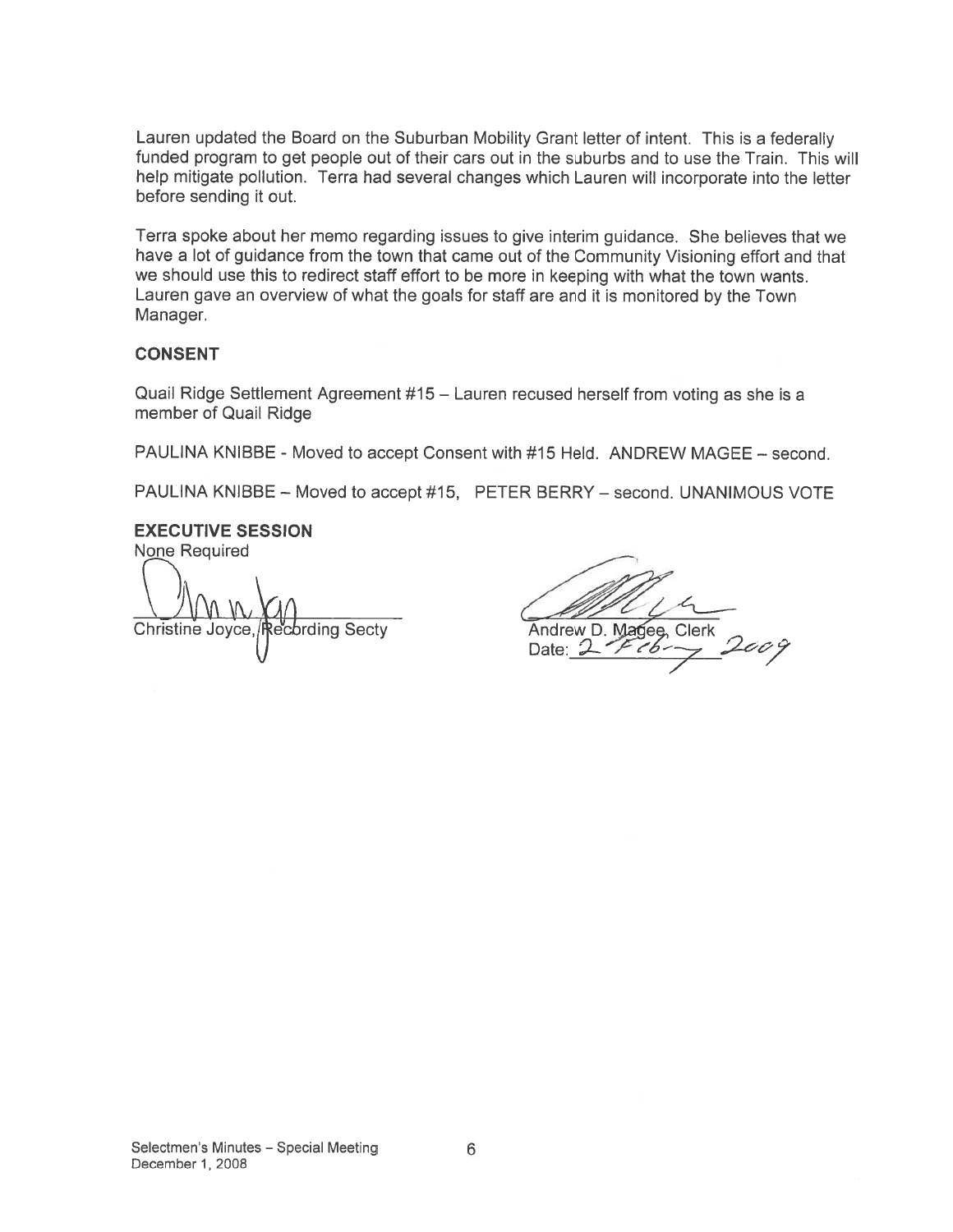Lauren updated the Board on the Suburban Mobility Grant letter of intent. This is a federally funded program to get people out of their cars out in the suburbs and to use the Train. This will help mitigate pollution. Terra had several changes which Lauren will incorporate into the letter before sending it out.

Terra spoke about her memo regarding issues to give interim guidance. She believes that we have a lot of guidance from the town that came out of the Community Visioning effort and that we should use this to redirect staff effort to be more in keeping with what the town wants. Lauren gave an overview of what the goals for staff are and it is monitored by the Town Manager.

## CONSENT

Quail Ridge Settlement Agreement #15 – Lauren recused herself from voting as she is a member of Quail Ridge

PAULINA KNIBBE - Moved to accept Consent with #15 Held. ANDREW MAGEE – second.

PAULINA KNIBBE – Moved to accept #15, PETER BERRY – second. UNANIMOUS VOTE

## EXECUTIVE SESSION

None Required

Christine Joyce, Recording Secty

Andrew D. Magee, Clerk
Date: 2-Feb-2009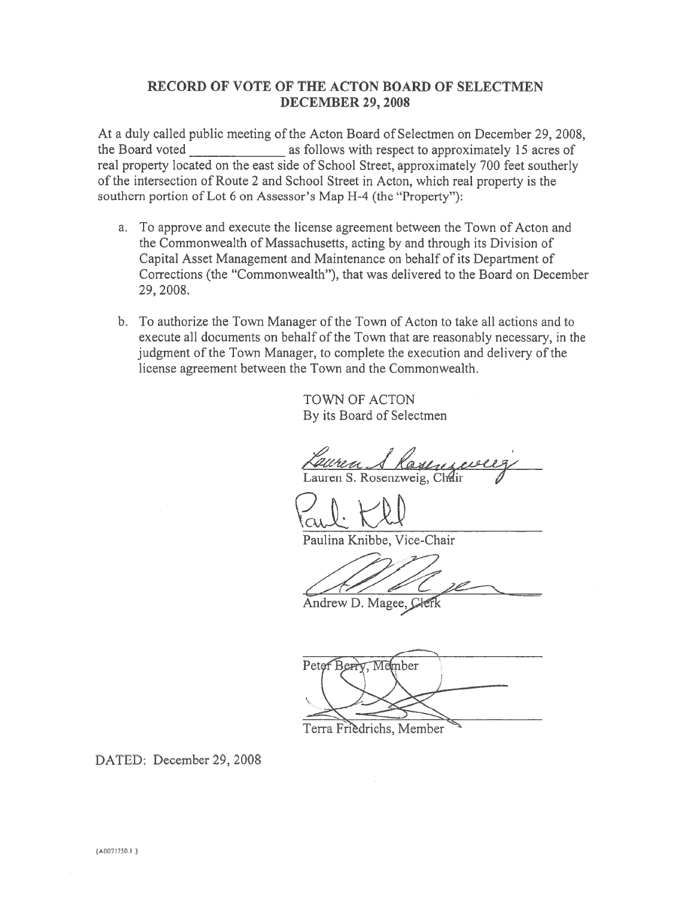**RECORD OF VOTE OF THE ACTON BOARD OF SELECTMEN**
**DECEMBER 29, 2008**

At a duly called public meeting of the Acton Board of Selectmen on December 29, 2008, the Board voted _____________ as follows with respect to approximately 15 acres of real property located on the east side of School Street, approximately 700 feet southerly of the intersection of Route 2 and School Street in Acton, which real property is the southern portion of Lot 6 on Assessor's Map H-4 (the "Property"):

a. To approve and execute the license agreement between the Town of Acton and the Commonwealth of Massachusetts, acting by and through its Division of Capital Asset Management and Maintenance on behalf of its Department of Corrections (the "Commonwealth"), that was delivered to the Board on December 29, 2008.

b. To authorize the Town Manager of the Town of Acton to take all actions and to execute all documents on behalf of the Town that are reasonably necessary, in the judgment of the Town Manager, to complete the execution and delivery of the license agreement between the Town and the Commonwealth.

TOWN OF ACTON
By its Board of Selectmen

Lauren S. Rosenzweig, Chair

Paulina Knibbe, Vice-Chair

Andrew D. Magee, Clerk

Peter Berry, Member

Terra Friedrichs, Member

DATED: December 29, 2008

{A0071750.1 }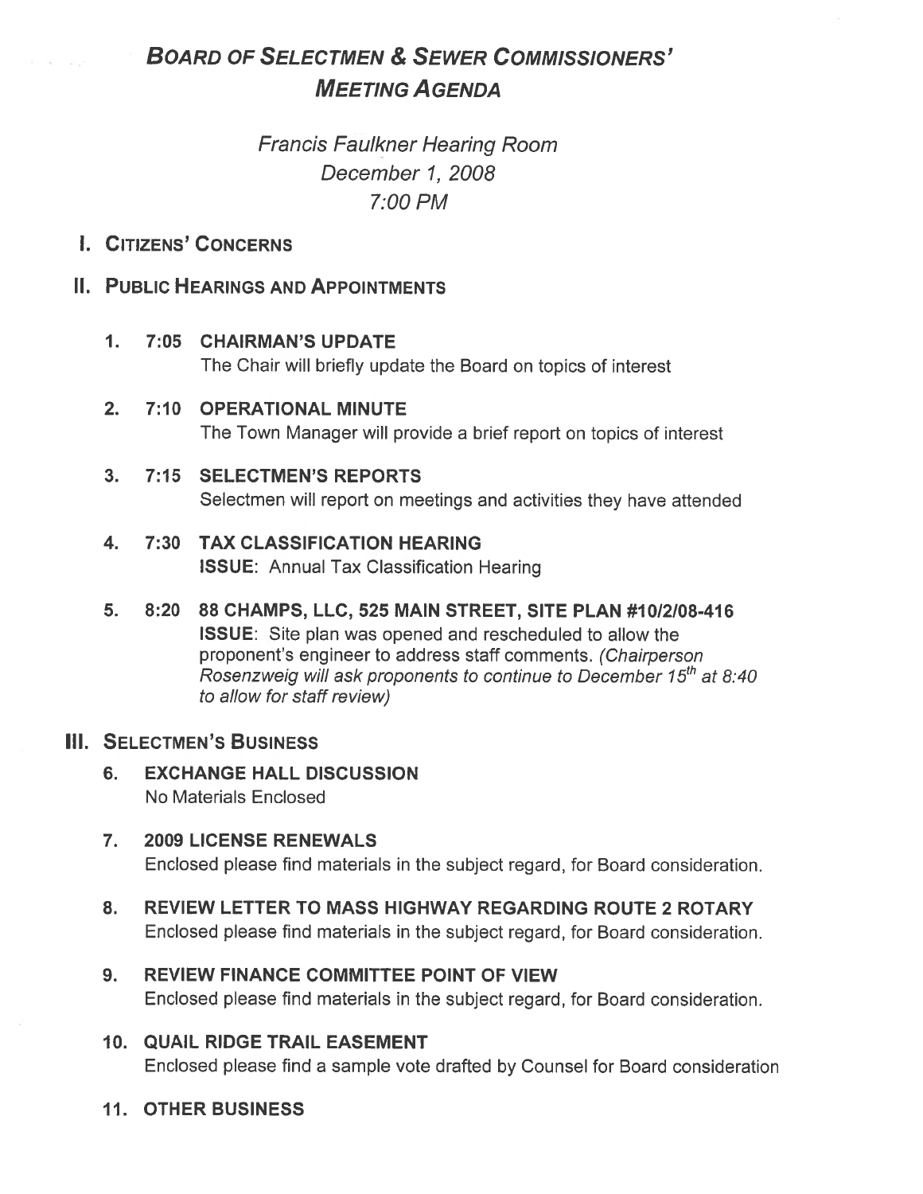# Board of Selectmen & Sewer Commissioners' Meeting Agenda

*Francis Faulkner Hearing Room*
*December 1, 2008*
*7:00 PM*

## I. Citizens' Concerns

## II. Public Hearings and Appointments

1. **7:05 CHAIRMAN'S UPDATE**
   The Chair will briefly update the Board on topics of interest

2. **7:10 OPERATIONAL MINUTE**
   The Town Manager will provide a brief report on topics of interest

3. **7:15 SELECTMEN'S REPORTS**
   Selectmen will report on meetings and activities they have attended

4. **7:30 TAX CLASSIFICATION HEARING**
   **ISSUE**: Annual Tax Classification Hearing

5. **8:20 88 CHAMPS, LLC, 525 MAIN STREET, SITE PLAN #10/2/08-416**
   **ISSUE**: Site plan was opened and rescheduled to allow the proponent's engineer to address staff comments. *(Chairperson Rosenzweig will ask proponents to continue to December 15th at 8:40 to allow for staff review)*

## III. Selectmen's Business

6. **EXCHANGE HALL DISCUSSION**
   No Materials Enclosed

7. **2009 LICENSE RENEWALS**
   Enclosed please find materials in the subject regard, for Board consideration.

8. **REVIEW LETTER TO MASS HIGHWAY REGARDING ROUTE 2 ROTARY**
   Enclosed please find materials in the subject regard, for Board consideration.

9. **REVIEW FINANCE COMMITTEE POINT OF VIEW**
   Enclosed please find materials in the subject regard, for Board consideration.

10. **QUAIL RIDGE TRAIL EASEMENT**
    Enclosed please find a sample vote drafted by Counsel for Board consideration

11. **OTHER BUSINESS**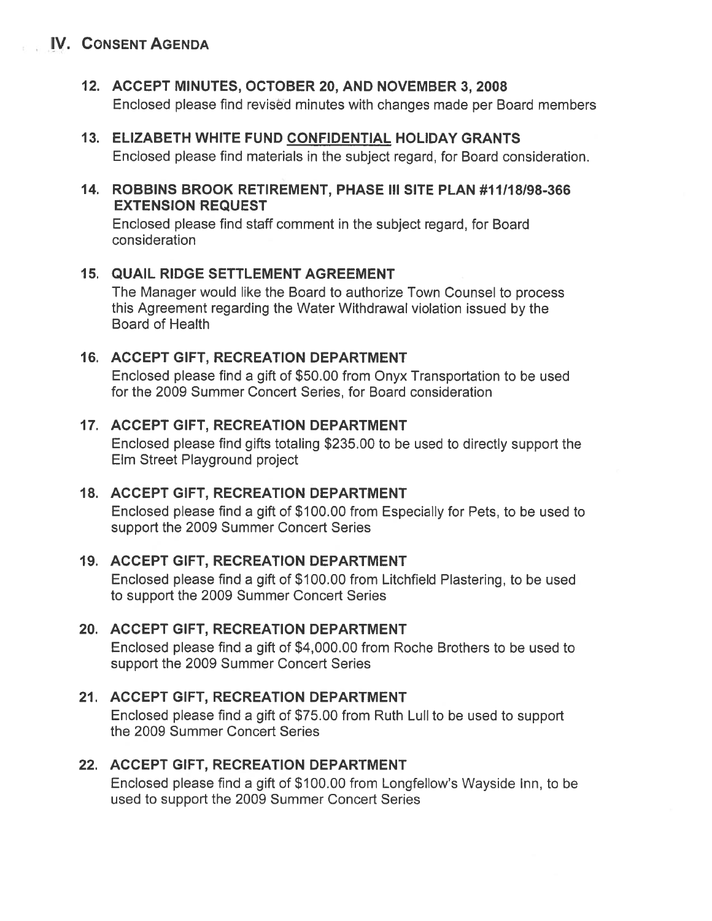## IV. Consent Agenda

### 12. ACCEPT MINUTES, OCTOBER 20, AND NOVEMBER 3, 2008

Enclosed please find revised minutes with changes made per Board members

### 13. ELIZABETH WHITE FUND CONFIDENTIAL HOLIDAY GRANTS

Enclosed please find materials in the subject regard, for Board consideration.

### 14. ROBBINS BROOK RETIREMENT, PHASE III SITE PLAN #11/18/98-366 EXTENSION REQUEST

Enclosed please find staff comment in the subject regard, for Board consideration

### 15. QUAIL RIDGE SETTLEMENT AGREEMENT

The Manager would like the Board to authorize Town Counsel to process this Agreement regarding the Water Withdrawal violation issued by the Board of Health

### 16. ACCEPT GIFT, RECREATION DEPARTMENT

Enclosed please find a gift of $50.00 from Onyx Transportation to be used for the 2009 Summer Concert Series, for Board consideration

### 17. ACCEPT GIFT, RECREATION DEPARTMENT

Enclosed please find gifts totaling $235.00 to be used to directly support the Elm Street Playground project

### 18. ACCEPT GIFT, RECREATION DEPARTMENT

Enclosed please find a gift of $100.00 from Especially for Pets, to be used to support the 2009 Summer Concert Series

### 19. ACCEPT GIFT, RECREATION DEPARTMENT

Enclosed please find a gift of $100.00 from Litchfield Plastering, to be used to support the 2009 Summer Concert Series

### 20. ACCEPT GIFT, RECREATION DEPARTMENT

Enclosed please find a gift of $4,000.00 from Roche Brothers to be used to support the 2009 Summer Concert Series

### 21. ACCEPT GIFT, RECREATION DEPARTMENT

Enclosed please find a gift of $75.00 from Ruth Lull to be used to support the 2009 Summer Concert Series

### 22. ACCEPT GIFT, RECREATION DEPARTMENT

Enclosed please find a gift of $100.00 from Longfellow's Wayside Inn, to be used to support the 2009 Summer Concert Series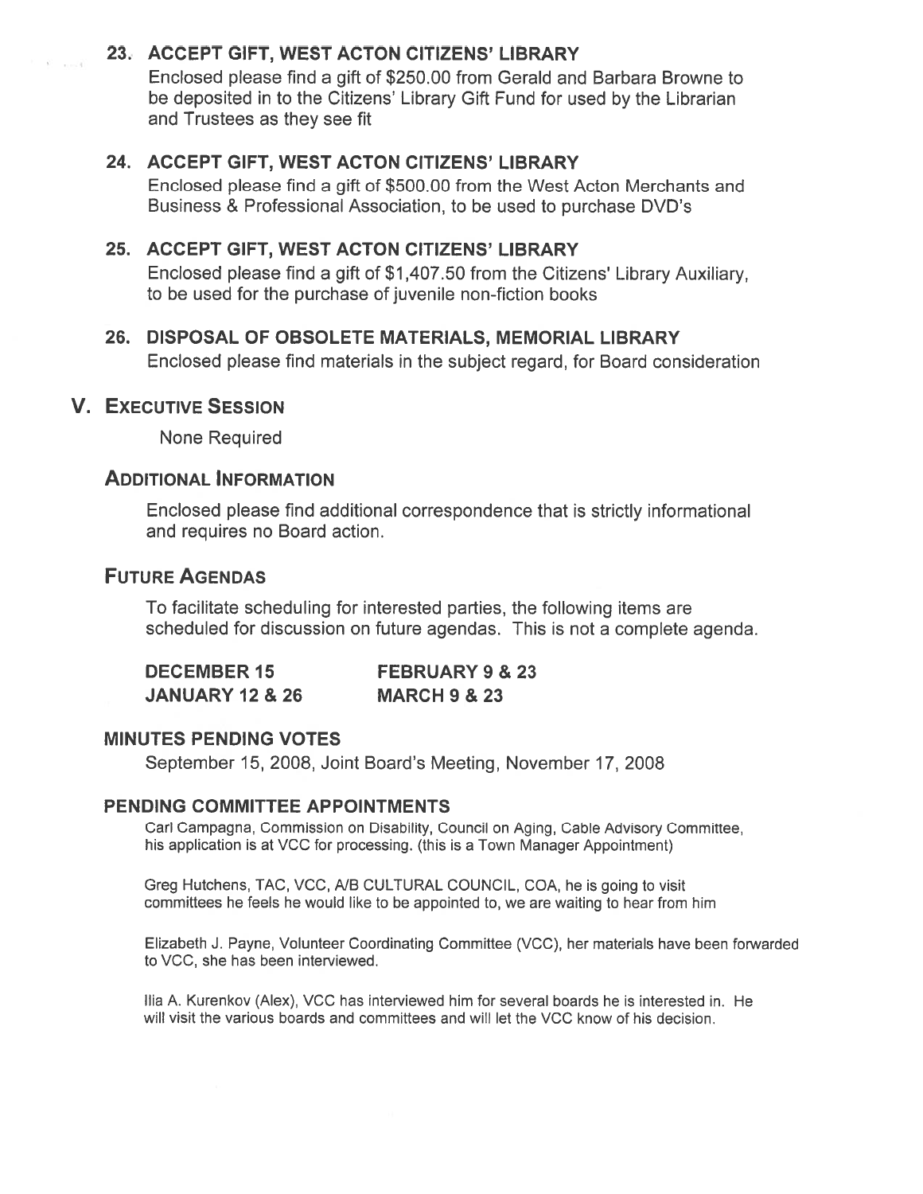### 23. ACCEPT GIFT, WEST ACTON CITIZENS' LIBRARY

Enclosed please find a gift of $250.00 from Gerald and Barbara Browne to be deposited in to the Citizens' Library Gift Fund for used by the Librarian and Trustees as they see fit

### 24. ACCEPT GIFT, WEST ACTON CITIZENS' LIBRARY

Enclosed please find a gift of $500.00 from the West Acton Merchants and Business & Professional Association, to be used to purchase DVD's

### 25. ACCEPT GIFT, WEST ACTON CITIZENS' LIBRARY

Enclosed please find a gift of $1,407.50 from the Citizens' Library Auxiliary, to be used for the purchase of juvenile non-fiction books

### 26. DISPOSAL OF OBSOLETE MATERIALS, MEMORIAL LIBRARY

Enclosed please find materials in the subject regard, for Board consideration

## V. EXECUTIVE SESSION

None Required

### ADDITIONAL INFORMATION

Enclosed please find additional correspondence that is strictly informational and requires no Board action.

### FUTURE AGENDAS

To facilitate scheduling for interested parties, the following items are scheduled for discussion on future agendas. This is not a complete agenda.

| | |
|---|---|
| **DECEMBER 15** | **FEBRUARY 9 & 23** |
| **JANUARY 12 & 26** | **MARCH 9 & 23** |

### MINUTES PENDING VOTES

September 15, 2008, Joint Board's Meeting, November 17, 2008

### PENDING COMMITTEE APPOINTMENTS

Carl Campagna, Commission on Disability, Council on Aging, Cable Advisory Committee, his application is at VCC for processing. (this is a Town Manager Appointment)

Greg Hutchens, TAC, VCC, A/B CULTURAL COUNCIL, COA, he is going to visit committees he feels he would like to be appointed to, we are waiting to hear from him

Elizabeth J. Payne, Volunteer Coordinating Committee (VCC), her materials have been forwarded to VCC, she has been interviewed.

Ilia A. Kurenkov (Alex), VCC has interviewed him for several boards he is interested in. He will visit the various boards and committees and will let the VCC know of his decision.